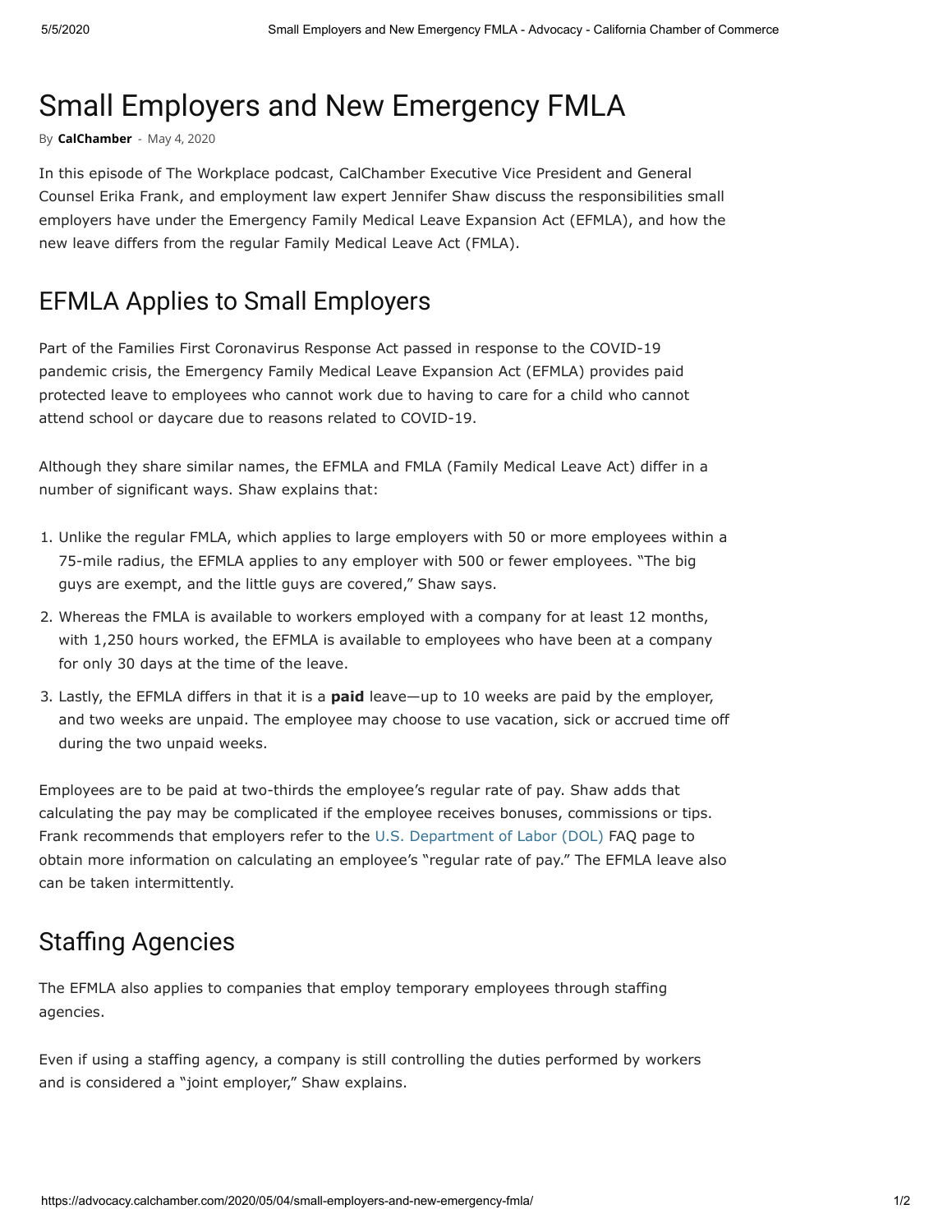# Small Employers and New Emergency FMLA

By **CalChamber** - May 4, 2020

In this episode of The Workplace podcast, CalChamber Executive Vice President and General Counsel Erika Frank, and employment law expert Jennifer Shaw discuss the responsibilities small employers have under the Emergency Family Medical Leave Expansion Act (EFMLA), and how the new leave differs from the regular Family Medical Leave Act (FMLA).

## EFMLA Applies to Small Employers

Part of the Families First Coronavirus Response Act passed in response to the COVID-19 pandemic crisis, the Emergency Family Medical Leave Expansion Act (EFMLA) provides paid protected leave to employees who cannot work due to having to care for a child who cannot attend school or daycare due to reasons related to COVID-19.

Although they share similar names, the EFMLA and FMLA (Family Medical Leave Act) differ in a number of significant ways. Shaw explains that:

1. Unlike the regular FMLA, which applies to large employers with 50 or more employees within a 75-mile radius, the EFMLA applies to any employer with 500 or fewer employees. "The big guys are exempt, and the little guys are covered," Shaw says.
2. Whereas the FMLA is available to workers employed with a company for at least 12 months, with 1,250 hours worked, the EFMLA is available to employees who have been at a company for only 30 days at the time of the leave.
3. Lastly, the EFMLA differs in that it is a **paid** leave—up to 10 weeks are paid by the employer, and two weeks are unpaid. The employee may choose to use vacation, sick or accrued time off during the two unpaid weeks.

Employees are to be paid at two-thirds the employee's regular rate of pay. Shaw adds that calculating the pay may be complicated if the employee receives bonuses, commissions or tips. Frank recommends that employers refer to the U.S. Department of Labor (DOL) FAQ page to obtain more information on calculating an employee's "regular rate of pay." The EFMLA leave also can be taken intermittently.

## Staffing Agencies

The EFMLA also applies to companies that employ temporary employees through staffing agencies.

Even if using a staffing agency, a company is still controlling the duties performed by workers and is considered a "joint employer," Shaw explains.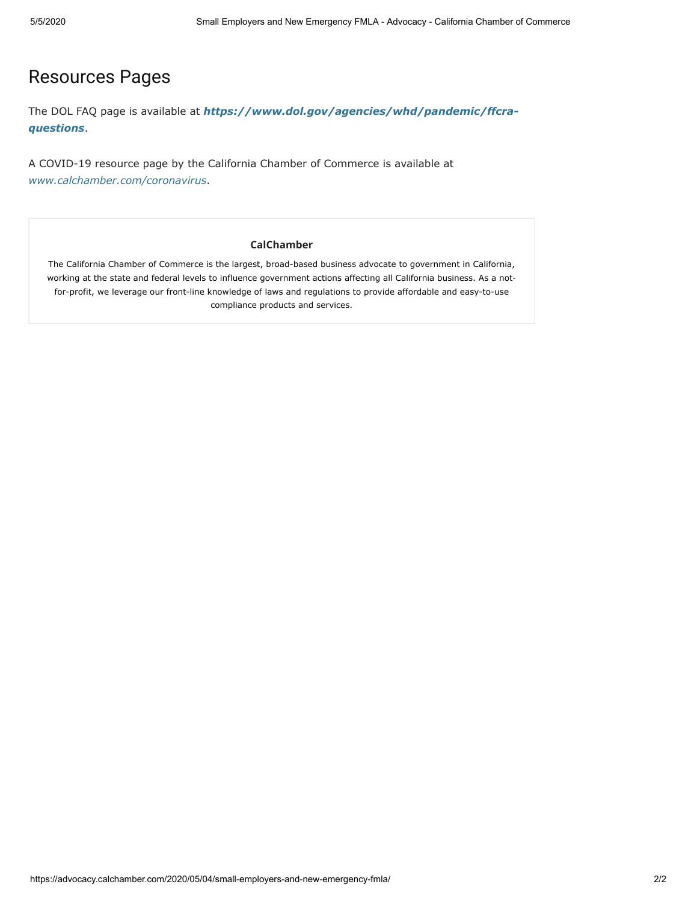## Resources Pages

The DOL FAQ page is available at ***https://www.dol.gov/agencies/whd/pandemic/ffcra-questions***.

A COVID-19 resource page by the California Chamber of Commerce is available at *www.calchamber.com/coronavirus*.

**CalChamber**

The California Chamber of Commerce is the largest, broad-based business advocate to government in California, working at the state and federal levels to influence government actions affecting all California business. As a not-for-profit, we leverage our front-line knowledge of laws and regulations to provide affordable and easy-to-use compliance products and services.